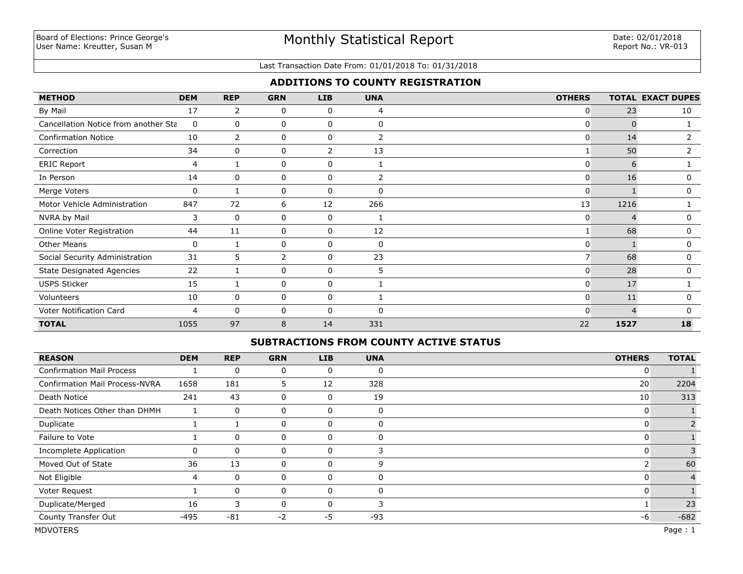Board of Elections: Prince George's
User Name: Kreutter, Susan M

# Monthly Statistical Report

Date: 02/01/2018
Report No.: VR-013

Last Transaction Date From: 01/01/2018 To: 01/31/2018

## ADDITIONS TO COUNTY REGISTRATION

| METHOD | DEM | REP | GRN | LIB | UNA | OTHERS | TOTAL | EXACT DUPES |
|---|---|---|---|---|---|---|---|---|
| By Mail | 17 | 2 | 0 | 0 | 4 | 0 | 23 | 10 |
| Cancellation Notice from another Sta | 0 | 0 | 0 | 0 | 0 | 0 | 0 | 1 |
| Confirmation Notice | 10 | 2 | 0 | 0 | 2 | 0 | 14 | 2 |
| Correction | 34 | 0 | 0 | 2 | 13 | 1 | 50 | 2 |
| ERIC Report | 4 | 1 | 0 | 0 | 1 | 0 | 6 | 1 |
| In Person | 14 | 0 | 0 | 0 | 2 | 0 | 16 | 0 |
| Merge Voters | 0 | 1 | 0 | 0 | 0 | 0 | 1 | 0 |
| Motor Vehicle Administration | 847 | 72 | 6 | 12 | 266 | 13 | 1216 | 1 |
| NVRA by Mail | 3 | 0 | 0 | 0 | 1 | 0 | 4 | 0 |
| Online Voter Registration | 44 | 11 | 0 | 0 | 12 | 1 | 68 | 0 |
| Other Means | 0 | 1 | 0 | 0 | 0 | 0 | 1 | 0 |
| Social Security Administration | 31 | 5 | 2 | 0 | 23 | 7 | 68 | 0 |
| State Designated Agencies | 22 | 1 | 0 | 0 | 5 | 0 | 28 | 0 |
| USPS Sticker | 15 | 1 | 0 | 0 | 1 | 0 | 17 | 1 |
| Volunteers | 10 | 0 | 0 | 0 | 1 | 0 | 11 | 0 |
| Voter Notification Card | 4 | 0 | 0 | 0 | 0 | 0 | 4 | 0 |
| **TOTAL** | 1055 | 97 | 8 | 14 | 331 | 22 | **1527** | **18** |

## SUBTRACTIONS FROM COUNTY ACTIVE STATUS

| REASON | DEM | REP | GRN | LIB | UNA | OTHERS | TOTAL |
|---|---|---|---|---|---|---|---|
| Confirmation Mail Process | 1 | 0 | 0 | 0 | 0 | 0 | 1 |
| Confirmation Mail Process-NVRA | 1658 | 181 | 5 | 12 | 328 | 20 | 2204 |
| Death Notice | 241 | 43 | 0 | 0 | 19 | 10 | 313 |
| Death Notices Other than DHMH | 1 | 0 | 0 | 0 | 0 | 0 | 1 |
| Duplicate | 1 | 1 | 0 | 0 | 0 | 0 | 2 |
| Failure to Vote | 1 | 0 | 0 | 0 | 0 | 0 | 1 |
| Incomplete Application | 0 | 0 | 0 | 0 | 3 | 0 | 3 |
| Moved Out of State | 36 | 13 | 0 | 0 | 9 | 2 | 60 |
| Not Eligible | 4 | 0 | 0 | 0 | 0 | 0 | 4 |
| Voter Request | 1 | 0 | 0 | 0 | 0 | 0 | 1 |
| Duplicate/Merged | 16 | 3 | 0 | 0 | 3 | 1 | 23 |
| County Transfer Out | -495 | -81 | -2 | -5 | -93 | -6 | -682 |

MDVOTERS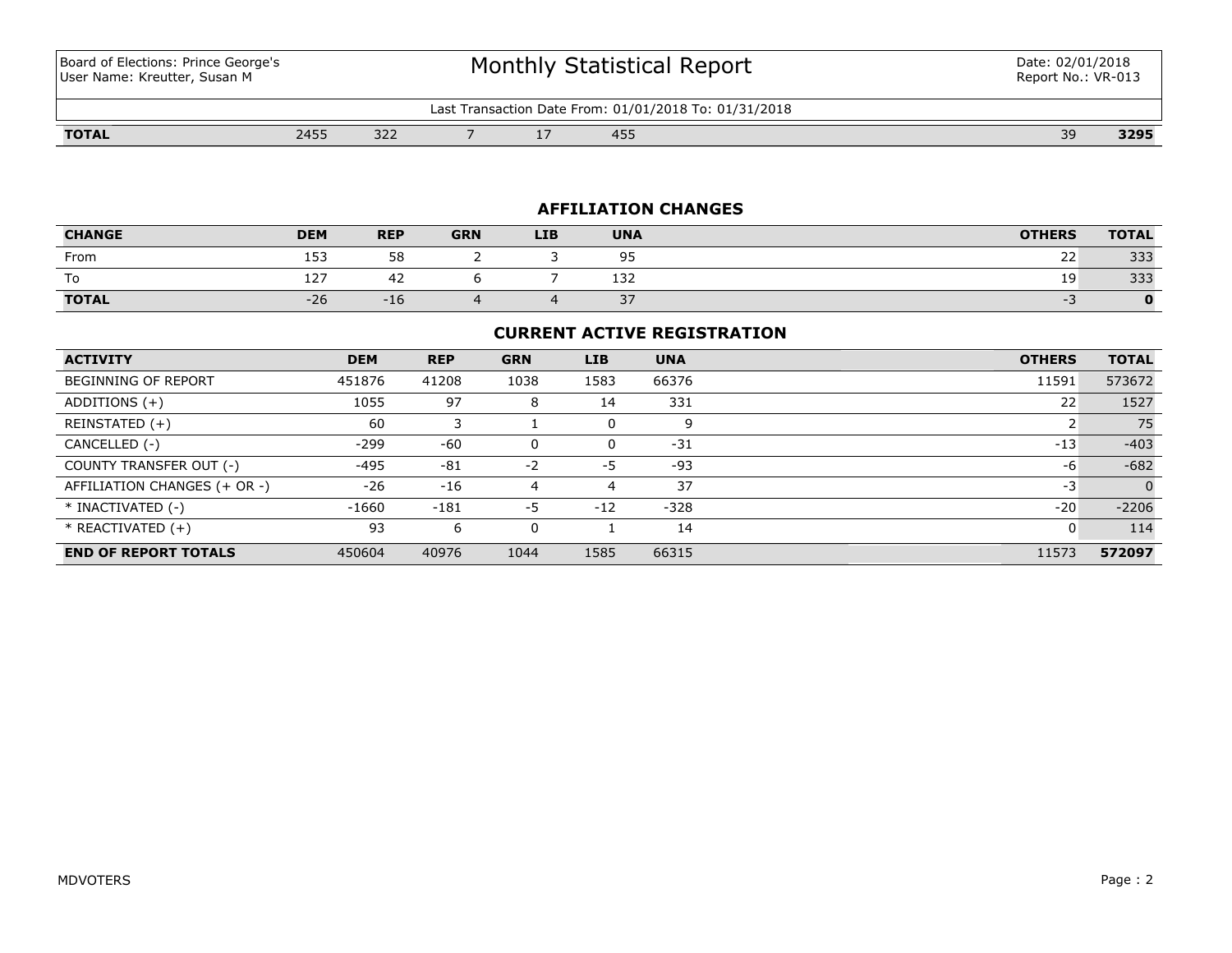| TOTAL | 2455 | 322 | 7 | 17 | 455 | | 39 | 3295 |
|---|---|---|---|---|---|---|---|---|

## AFFILIATION CHANGES

| CHANGE | DEM | REP | GRN | LIB | UNA | | OTHERS | TOTAL |
|---|---|---|---|---|---|---|---|---|
| From | 153 | 58 | 2 | 3 | 95 | | 22 | 333 |
| To | 127 | 42 | 6 | 7 | 132 | | 19 | 333 |
| **TOTAL** | -26 | -16 | 4 | 4 | 37 | | -3 | **0** |

## CURRENT ACTIVE REGISTRATION

| ACTIVITY | DEM | REP | GRN | LIB | UNA | | OTHERS | TOTAL |
|---|---|---|---|---|---|---|---|---|
| BEGINNING OF REPORT | 451876 | 41208 | 1038 | 1583 | 66376 | | 11591 | 573672 |
| ADDITIONS (+) | 1055 | 97 | 8 | 14 | 331 | | 22 | 1527 |
| REINSTATED (+) | 60 | 3 | 1 | 0 | 9 | | 2 | 75 |
| CANCELLED (-) | -299 | -60 | 0 | 0 | -31 | | -13 | -403 |
| COUNTY TRANSFER OUT (-) | -495 | -81 | -2 | -5 | -93 | | -6 | -682 |
| AFFILIATION CHANGES (+ OR -) | -26 | -16 | 4 | 4 | 37 | | -3 | 0 |
| * INACTIVATED (-) | -1660 | -181 | -5 | -12 | -328 | | -20 | -2206 |
| * REACTIVATED (+) | 93 | 6 | 0 | 1 | 14 | | 0 | 114 |
| **END OF REPORT TOTALS** | 450604 | 40976 | 1044 | 1585 | 66315 | | 11573 | **572097** |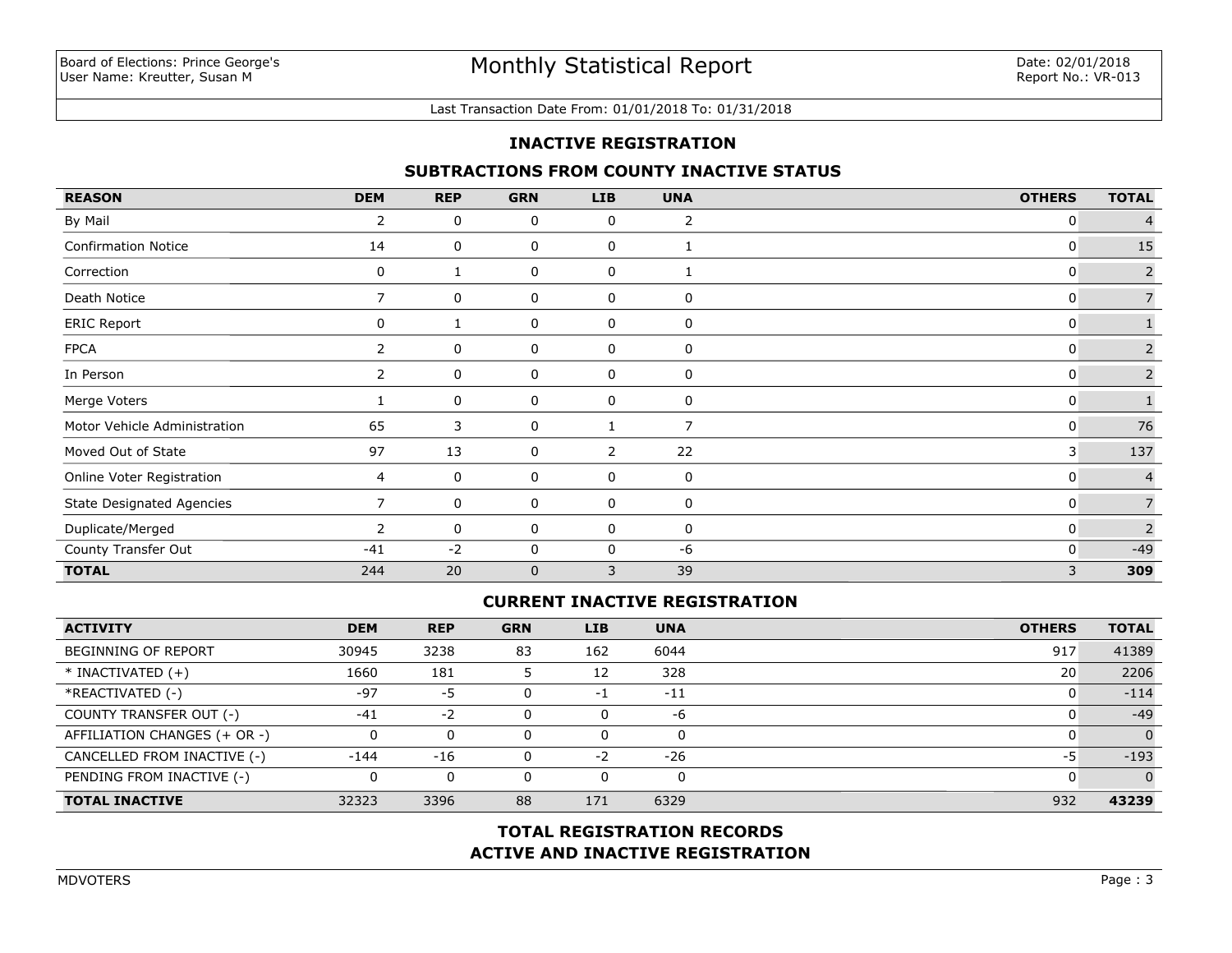Board of Elections: Prince George's
User Name: Kreutter, Susan M

# Monthly Statistical Report

Date: 02/01/2018
Report No.: VR-013

Last Transaction Date From: 01/01/2018 To: 01/31/2018

## INACTIVE REGISTRATION

### SUBTRACTIONS FROM COUNTY INACTIVE STATUS

| REASON | DEM | REP | GRN | LIB | UNA | OTHERS | TOTAL |
|---|---|---|---|---|---|---|---|
| By Mail | 2 | 0 | 0 | 0 | 2 | 0 | 4 |
| Confirmation Notice | 14 | 0 | 0 | 0 | 1 | 0 | 15 |
| Correction | 0 | 1 | 0 | 0 | 1 | 0 | 2 |
| Death Notice | 7 | 0 | 0 | 0 | 0 | 0 | 7 |
| ERIC Report | 0 | 1 | 0 | 0 | 0 | 0 | 1 |
| FPCA | 2 | 0 | 0 | 0 | 0 | 0 | 2 |
| In Person | 2 | 0 | 0 | 0 | 0 | 0 | 2 |
| Merge Voters | 1 | 0 | 0 | 0 | 0 | 0 | 1 |
| Motor Vehicle Administration | 65 | 3 | 0 | 1 | 7 | 0 | 76 |
| Moved Out of State | 97 | 13 | 0 | 2 | 22 | 3 | 137 |
| Online Voter Registration | 4 | 0 | 0 | 0 | 0 | 0 | 4 |
| State Designated Agencies | 7 | 0 | 0 | 0 | 0 | 0 | 7 |
| Duplicate/Merged | 2 | 0 | 0 | 0 | 0 | 0 | 2 |
| County Transfer Out | -41 | -2 | 0 | 0 | -6 | 0 | -49 |
| **TOTAL** | 244 | 20 | 0 | 3 | 39 | 3 | **309** |

### CURRENT INACTIVE REGISTRATION

| ACTIVITY | DEM | REP | GRN | LIB | UNA | OTHERS | TOTAL |
|---|---|---|---|---|---|---|---|
| BEGINNING OF REPORT | 30945 | 3238 | 83 | 162 | 6044 | 917 | 41389 |
| * INACTIVATED (+) | 1660 | 181 | 5 | 12 | 328 | 20 | 2206 |
| *REACTIVATED (-) | -97 | -5 | 0 | -1 | -11 | 0 | -114 |
| COUNTY TRANSFER OUT (-) | -41 | -2 | 0 | 0 | -6 | 0 | -49 |
| AFFILIATION CHANGES (+ OR -) | 0 | 0 | 0 | 0 | 0 | 0 | 0 |
| CANCELLED FROM INACTIVE (-) | -144 | -16 | 0 | -2 | -26 | -5 | -193 |
| PENDING FROM INACTIVE (-) | 0 | 0 | 0 | 0 | 0 | 0 | 0 |
| **TOTAL INACTIVE** | 32323 | 3396 | 88 | 171 | 6329 | 932 | **43239** |

## TOTAL REGISTRATION RECORDS
## ACTIVE AND INACTIVE REGISTRATION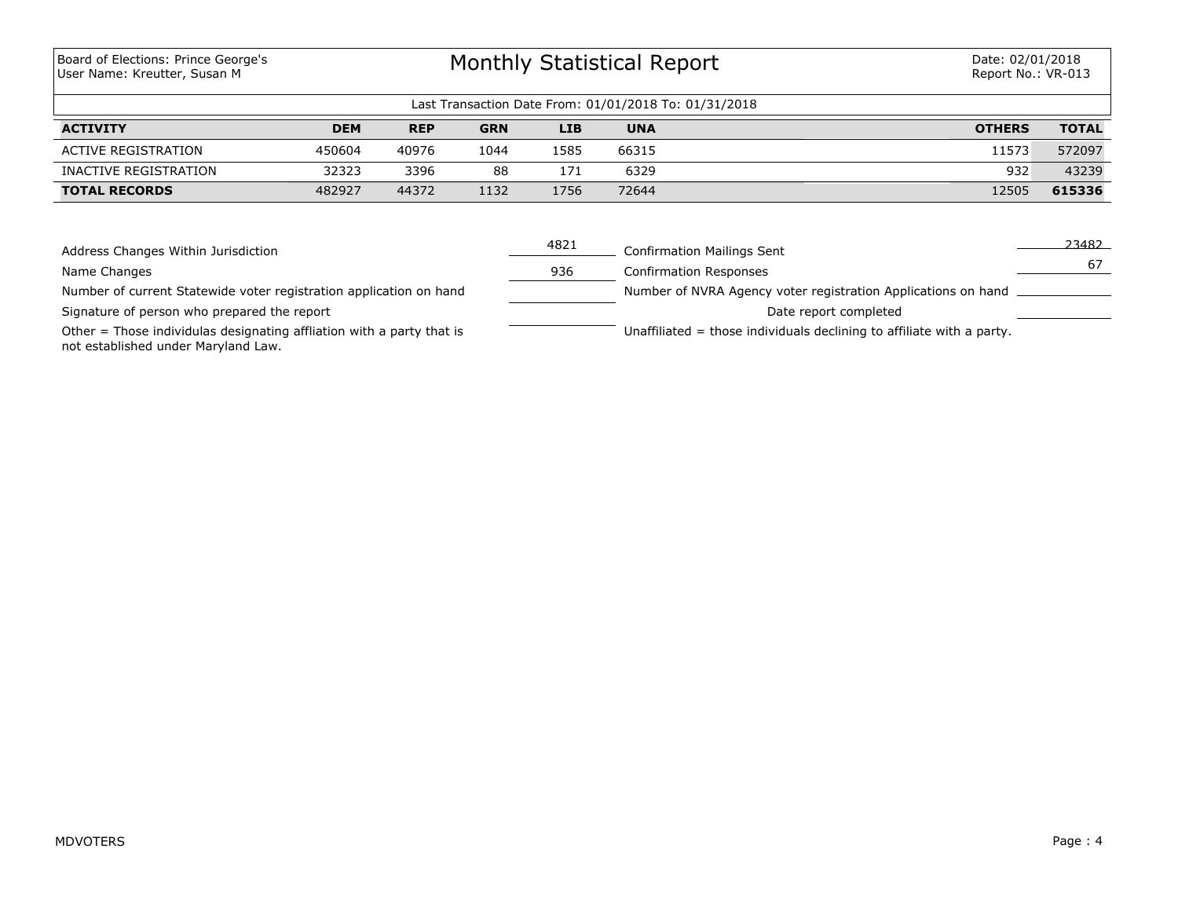Board of Elections: Prince George's
User Name: Kreutter, Susan M

# Monthly Statistical Report

Date: 02/01/2018
Report No.: VR-013

Last Transaction Date From: 01/01/2018 To: 01/31/2018

| ACTIVITY | DEM | REP | GRN | LIB | UNA | OTHERS | TOTAL |
|---|---|---|---|---|---|---|---|
| ACTIVE REGISTRATION | 450604 | 40976 | 1044 | 1585 | 66315 | 11573 | 572097 |
| INACTIVE REGISTRATION | 32323 | 3396 | 88 | 171 | 6329 | 932 | 43239 |
| **TOTAL RECORDS** | 482927 | 44372 | 1132 | 1756 | 72644 | 12505 | **615336** |

| | | | |
|---|---|---|---|
| Address Changes Within Jurisdiction | 4821 | Confirmation Mailings Sent | 23482 |
| Name Changes | 936 | Confirmation Responses | 67 |
| Number of current Statewide voter registration application on hand | | Number of NVRA Agency voter registration Applications on hand | |
| Signature of person who prepared the report | | Date report completed | |

Other = Those individulas designating affliation with a party that is not established under Maryland Law.

Unaffiliated = those individuals declining to affiliate with a party.

MDVOTERS